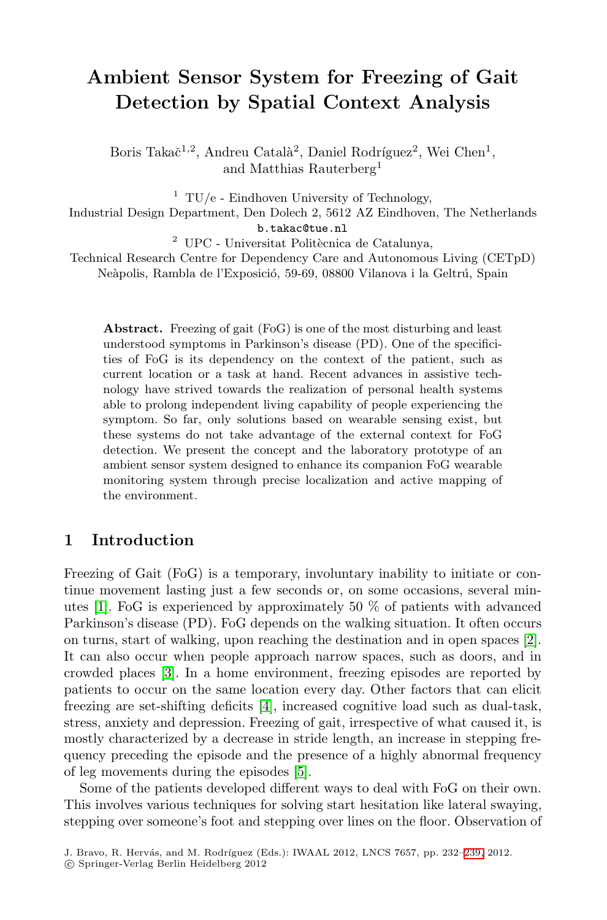# Ambient Sensor System for Freezing of Gait Detection by Spatial Context Analysis

Boris Takač[1,2], Andreu Català[2], Daniel Rodríguez[2], Wei Chen[1], and Matthias Rauterberg[1]

[1] TU/e - Eindhoven University of Technology, Industrial Design Department, Den Dolech 2, 5612 AZ Eindhoven, The Netherlands
b.takac@tue.nl

[2] UPC - Universitat Politècnica de Catalunya, Technical Research Centre for Dependency Care and Autonomous Living (CETpD) Neàpolis, Rambla de l'Exposició, 59-69, 08800 Vilanova i la Geltrú, Spain

**Abstract.** Freezing of gait (FoG) is one of the most disturbing and least understood symptoms in Parkinson's disease (PD). One of the specificities of FoG is its dependency on the context of the patient, such as current location or a task at hand. Recent advances in assistive technology have strived towards the realization of personal health systems able to prolong independent living capability of people experiencing the symptom. So far, only solutions based on wearable sensing exist, but these systems do not take advantage of the external context for FoG detection. We present the concept and the laboratory prototype of an ambient sensor system designed to enhance its companion FoG wearable monitoring system through precise localization and active mapping of the environment.

## 1 Introduction

Freezing of Gait (FoG) is a temporary, involuntary inability to initiate or continue movement lasting just a few seconds or, on some occasions, several minutes [1]. FoG is experienced by approximately 50 % of patients with advanced Parkinson's disease (PD). FoG depends on the walking situation. It often occurs on turns, start of walking, upon reaching the destination and in open spaces [2]. It can also occur when people approach narrow spaces, such as doors, and in crowded places [3]. In a home environment, freezing episodes are reported by patients to occur on the same location every day. Other factors that can elicit freezing are set-shifting deficits [4], increased cognitive load such as dual-task, stress, anxiety and depression. Freezing of gait, irrespective of what caused it, is mostly characterized by a decrease in stride length, an increase in stepping frequency preceding the episode and the presence of a highly abnormal frequency of leg movements during the episodes [5].

Some of the patients developed different ways to deal with FoG on their own. This involves various techniques for solving start hesitation like lateral swaying, stepping over someone's foot and stepping over lines on the floor. Observation of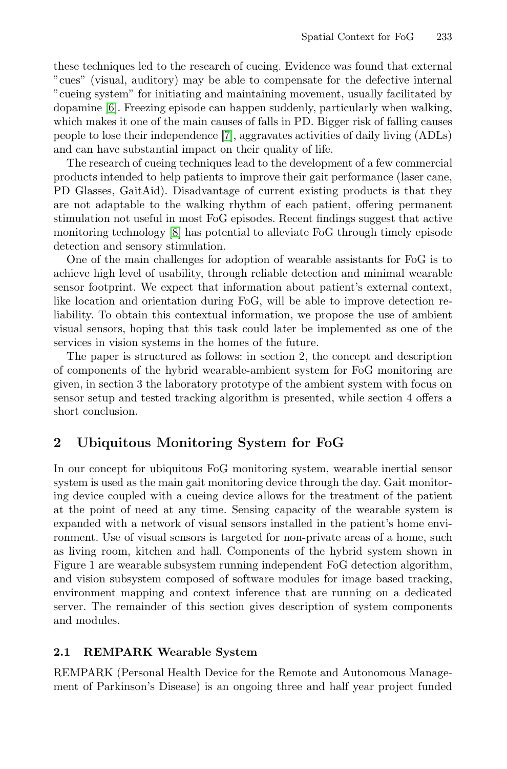these techniques led to the research of cueing. Evidence was found that external "cues" (visual, auditory) may be able to compensate for the defective internal "cueing system" for initiating and maintaining movement, usually facilitated by dopamine [6]. Freezing episode can happen suddenly, particularly when walking, which makes it one of the main causes of falls in PD. Bigger risk of falling causes people to lose their independence [7], aggravates activities of daily living (ADLs) and can have substantial impact on their quality of life.

The research of cueing techniques lead to the development of a few commercial products intended to help patients to improve their gait performance (laser cane, PD Glasses, GaitAid). Disadvantage of current existing products is that they are not adaptable to the walking rhythm of each patient, offering permanent stimulation not useful in most FoG episodes. Recent findings suggest that active monitoring technology [8] has potential to alleviate FoG through timely episode detection and sensory stimulation.

One of the main challenges for adoption of wearable assistants for FoG is to achieve high level of usability, through reliable detection and minimal wearable sensor footprint. We expect that information about patient's external context, like location and orientation during FoG, will be able to improve detection reliability. To obtain this contextual information, we propose the use of ambient visual sensors, hoping that this task could later be implemented as one of the services in vision systems in the homes of the future.

The paper is structured as follows: in section 2, the concept and description of components of the hybrid wearable-ambient system for FoG monitoring are given, in section 3 the laboratory prototype of the ambient system with focus on sensor setup and tested tracking algorithm is presented, while section 4 offers a short conclusion.

## 2 Ubiquitous Monitoring System for FoG

In our concept for ubiquitous FoG monitoring system, wearable inertial sensor system is used as the main gait monitoring device through the day. Gait monitoring device coupled with a cueing device allows for the treatment of the patient at the point of need at any time. Sensing capacity of the wearable system is expanded with a network of visual sensors installed in the patient's home environment. Use of visual sensors is targeted for non-private areas of a home, such as living room, kitchen and hall. Components of the hybrid system shown in Figure 1 are wearable subsystem running independent FoG detection algorithm, and vision subsystem composed of software modules for image based tracking, environment mapping and context inference that are running on a dedicated server. The remainder of this section gives description of system components and modules.

### 2.1 REMPARK Wearable System

REMPARK (Personal Health Device for the Remote and Autonomous Management of Parkinson's Disease) is an ongoing three and half year project funded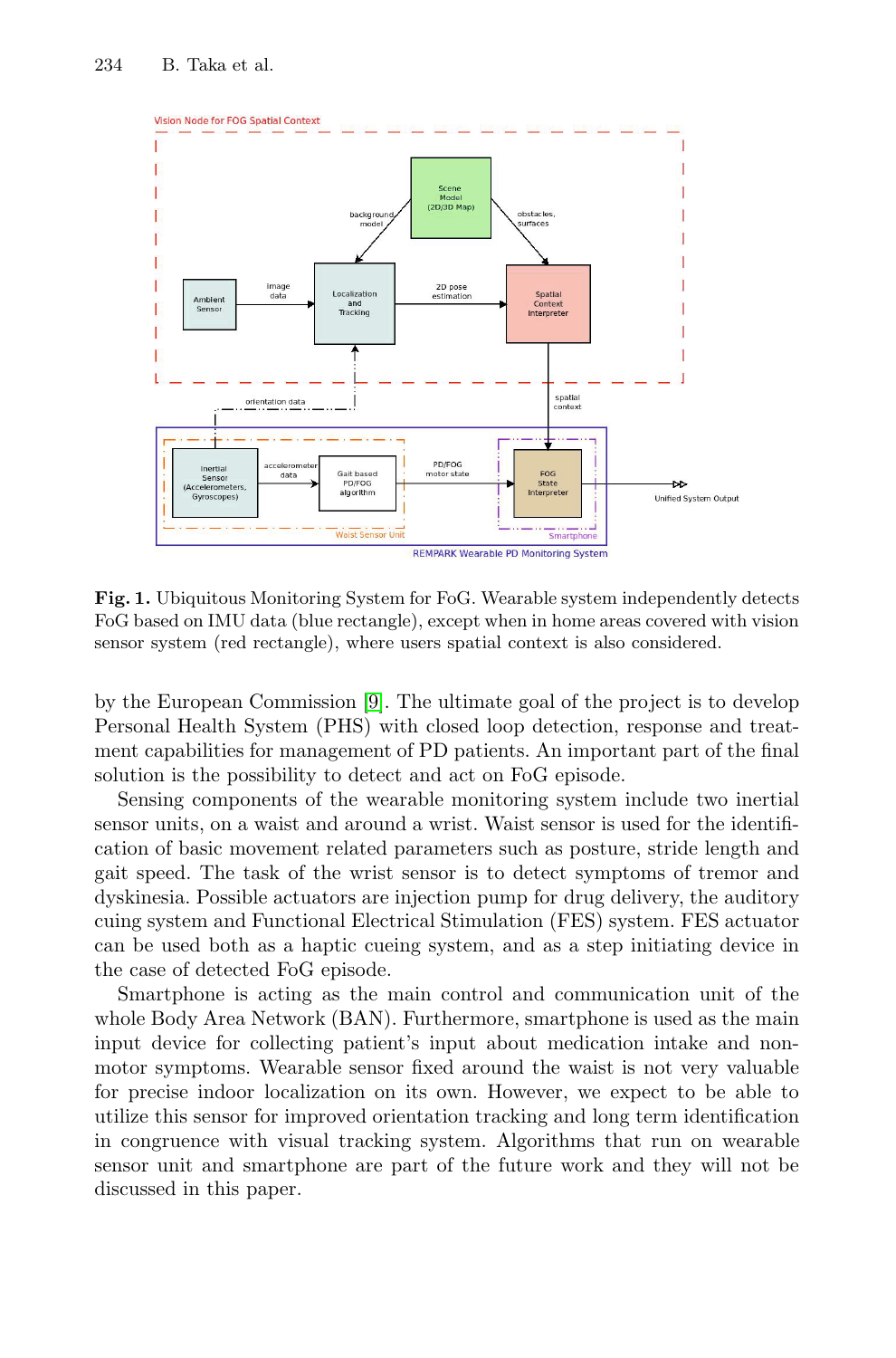**Fig. 1.** Ubiquitous Monitoring System for FoG. Wearable system independently detects FoG based on IMU data (blue rectangle), except when in home areas covered with vision sensor system (red rectangle), where users spatial context is also considered.

by the European Commission [9]. The ultimate goal of the project is to develop Personal Health System (PHS) with closed loop detection, response and treatment capabilities for management of PD patients. An important part of the final solution is the possibility to detect and act on FoG episode.

Sensing components of the wearable monitoring system include two inertial sensor units, on a waist and around a wrist. Waist sensor is used for the identification of basic movement related parameters such as posture, stride length and gait speed. The task of the wrist sensor is to detect symptoms of tremor and dyskinesia. Possible actuators are injection pump for drug delivery, the auditory cuing system and Functional Electrical Stimulation (FES) system. FES actuator can be used both as a haptic cueing system, and as a step initiating device in the case of detected FoG episode.

Smartphone is acting as the main control and communication unit of the whole Body Area Network (BAN). Furthermore, smartphone is used as the main input device for collecting patient's input about medication intake and non-motor symptoms. Wearable sensor fixed around the waist is not very valuable for precise indoor localization on its own. However, we expect to be able to utilize this sensor for improved orientation tracking and long term identification in congruence with visual tracking system. Algorithms that run on wearable sensor unit and smartphone are part of the future work and they will not be discussed in this paper.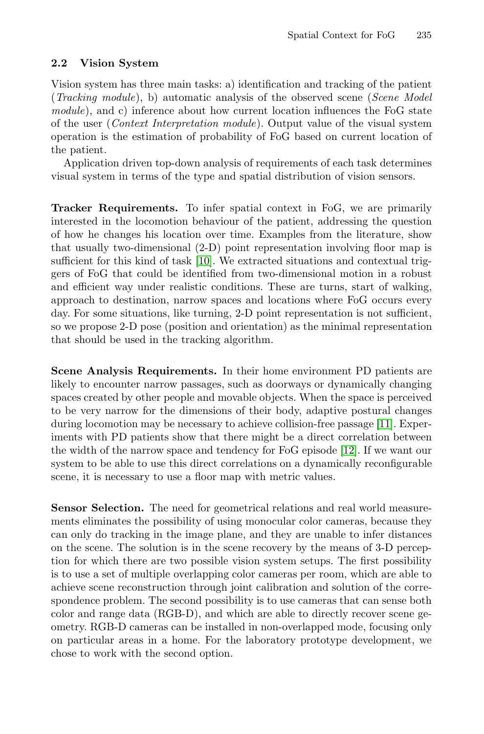### 2.2 Vision System

Vision system has three main tasks: a) identification and tracking of the patient (*Tracking module*), b) automatic analysis of the observed scene (*Scene Model module*), and c) inference about how current location influences the FoG state of the user (*Context Interpretation module*). Output value of the visual system operation is the estimation of probability of FoG based on current location of the patient.

Application driven top-down analysis of requirements of each task determines visual system in terms of the type and spatial distribution of vision sensors.

**Tracker Requirements.** To infer spatial context in FoG, we are primarily interested in the locomotion behaviour of the patient, addressing the question of how he changes his location over time. Examples from the literature, show that usually two-dimensional (2-D) point representation involving floor map is sufficient for this kind of task [10]. We extracted situations and contextual triggers of FoG that could be identified from two-dimensional motion in a robust and efficient way under realistic conditions. These are turns, start of walking, approach to destination, narrow spaces and locations where FoG occurs every day. For some situations, like turning, 2-D point representation is not sufficient, so we propose 2-D pose (position and orientation) as the minimal representation that should be used in the tracking algorithm.

**Scene Analysis Requirements.** In their home environment PD patients are likely to encounter narrow passages, such as doorways or dynamically changing spaces created by other people and movable objects. When the space is perceived to be very narrow for the dimensions of their body, adaptive postural changes during locomotion may be necessary to achieve collision-free passage [11]. Experiments with PD patients show that there might be a direct correlation between the width of the narrow space and tendency for FoG episode [12]. If we want our system to be able to use this direct correlations on a dynamically reconfigurable scene, it is necessary to use a floor map with metric values.

**Sensor Selection.** The need for geometrical relations and real world measurements eliminates the possibility of using monocular color cameras, because they can only do tracking in the image plane, and they are unable to infer distances on the scene. The solution is in the scene recovery by the means of 3-D perception for which there are two possible vision system setups. The first possibility is to use a set of multiple overlapping color cameras per room, which are able to achieve scene reconstruction through joint calibration and solution of the correspondence problem. The second possibility is to use cameras that can sense both color and range data (RGB-D), and which are able to directly recover scene geometry. RGB-D cameras can be installed in non-overlapped mode, focusing only on particular areas in a home. For the laboratory prototype development, we chose to work with the second option.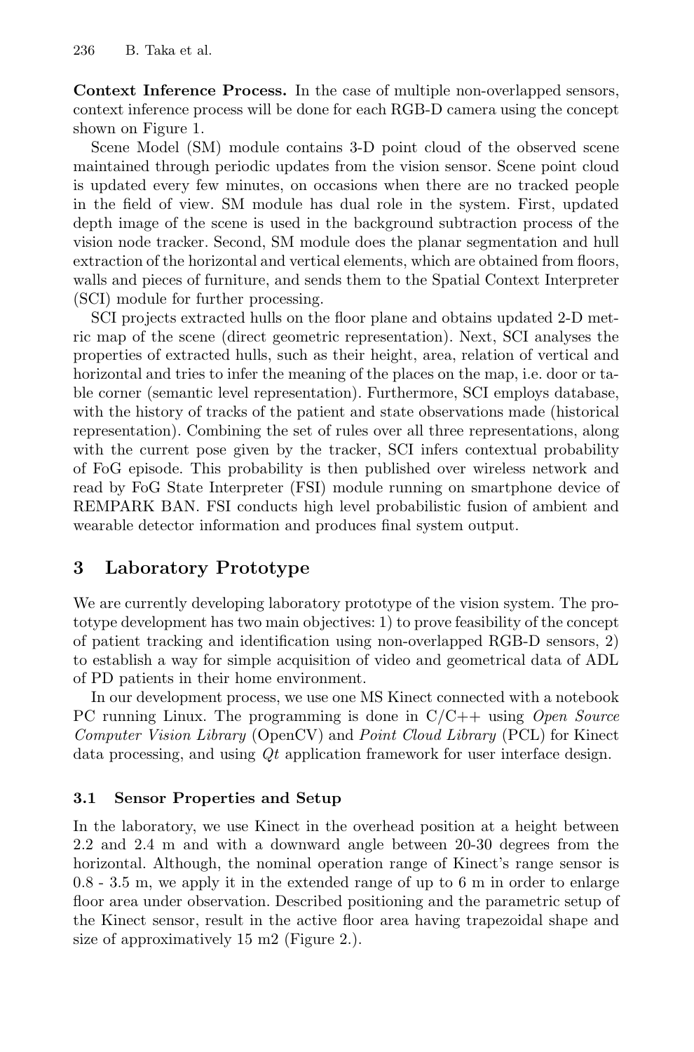**Context Inference Process.** In the case of multiple non-overlapped sensors, context inference process will be done for each RGB-D camera using the concept shown on Figure 1.

Scene Model (SM) module contains 3-D point cloud of the observed scene maintained through periodic updates from the vision sensor. Scene point cloud is updated every few minutes, on occasions when there are no tracked people in the field of view. SM module has dual role in the system. First, updated depth image of the scene is used in the background subtraction process of the vision node tracker. Second, SM module does the planar segmentation and hull extraction of the horizontal and vertical elements, which are obtained from floors, walls and pieces of furniture, and sends them to the Spatial Context Interpreter (SCI) module for further processing.

SCI projects extracted hulls on the floor plane and obtains updated 2-D metric map of the scene (direct geometric representation). Next, SCI analyses the properties of extracted hulls, such as their height, area, relation of vertical and horizontal and tries to infer the meaning of the places on the map, i.e. door or table corner (semantic level representation). Furthermore, SCI employs database, with the history of tracks of the patient and state observations made (historical representation). Combining the set of rules over all three representations, along with the current pose given by the tracker, SCI infers contextual probability of FoG episode. This probability is then published over wireless network and read by FoG State Interpreter (FSI) module running on smartphone device of REMPARK BAN. FSI conducts high level probabilistic fusion of ambient and wearable detector information and produces final system output.

## 3 Laboratory Prototype

We are currently developing laboratory prototype of the vision system. The prototype development has two main objectives: 1) to prove feasibility of the concept of patient tracking and identification using non-overlapped RGB-D sensors, 2) to establish a way for simple acquisition of video and geometrical data of ADL of PD patients in their home environment.

In our development process, we use one MS Kinect connected with a notebook PC running Linux. The programming is done in C/C++ using *Open Source Computer Vision Library* (OpenCV) and *Point Cloud Library* (PCL) for Kinect data processing, and using *Qt* application framework for user interface design.

### 3.1 Sensor Properties and Setup

In the laboratory, we use Kinect in the overhead position at a height between 2.2 and 2.4 m and with a downward angle between 20-30 degrees from the horizontal. Although, the nominal operation range of Kinect's range sensor is 0.8 - 3.5 m, we apply it in the extended range of up to 6 m in order to enlarge floor area under observation. Described positioning and the parametric setup of the Kinect sensor, result in the active floor area having trapezoidal shape and size of approximatively 15 m2 (Figure 2.).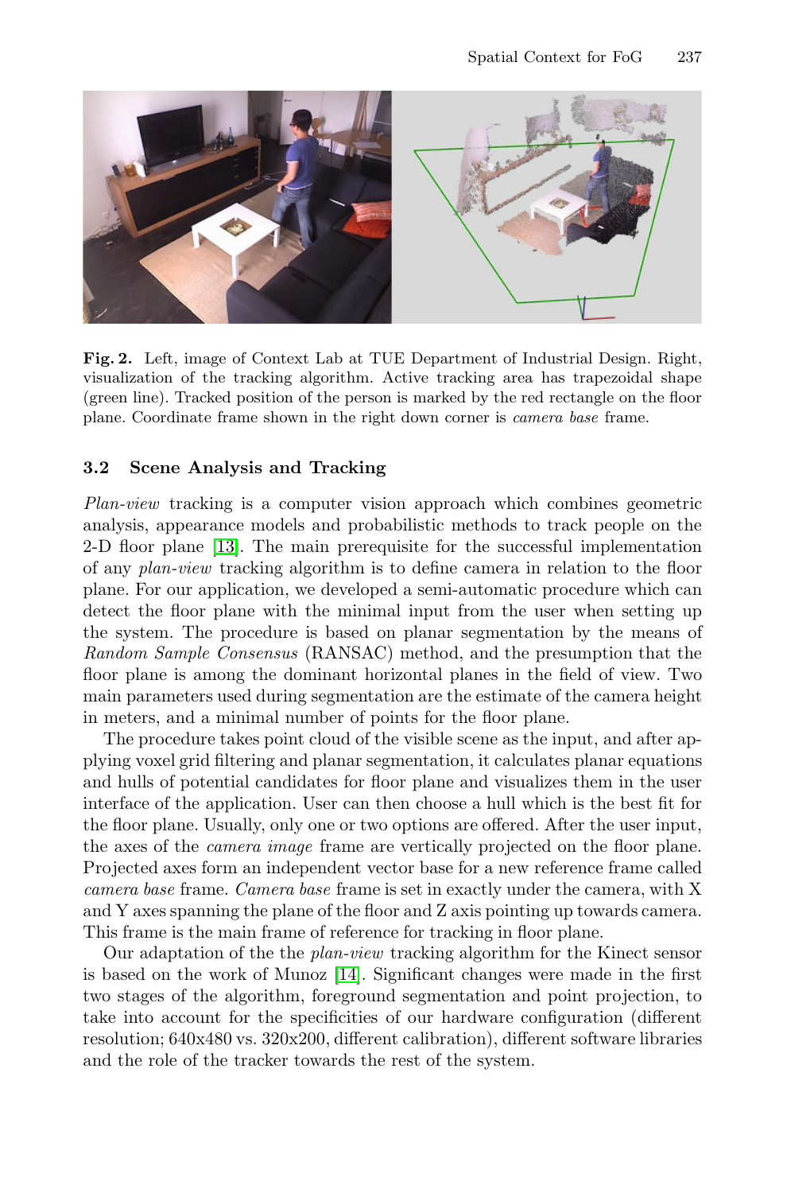**Fig. 2.** Left, image of Context Lab at TUE Department of Industrial Design. Right, visualization of the tracking algorithm. Active tracking area has trapezoidal shape (green line). Tracked position of the person is marked by the red rectangle on the floor plane. Coordinate frame shown in the right down corner is *camera base* frame.

### 3.2 Scene Analysis and Tracking

*Plan-view* tracking is a computer vision approach which combines geometric analysis, appearance models and probabilistic methods to track people on the 2-D floor plane [13]. The main prerequisite for the successful implementation of any *plan-view* tracking algorithm is to define camera in relation to the floor plane. For our application, we developed a semi-automatic procedure which can detect the floor plane with the minimal input from the user when setting up the system. The procedure is based on planar segmentation by the means of *Random Sample Consensus* (RANSAC) method, and the presumption that the floor plane is among the dominant horizontal planes in the field of view. Two main parameters used during segmentation are the estimate of the camera height in meters, and a minimal number of points for the floor plane.

The procedure takes point cloud of the visible scene as the input, and after applying voxel grid filtering and planar segmentation, it calculates planar equations and hulls of potential candidates for floor plane and visualizes them in the user interface of the application. User can then choose a hull which is the best fit for the floor plane. Usually, only one or two options are offered. After the user input, the axes of the *camera image* frame are vertically projected on the floor plane. Projected axes form an independent vector base for a new reference frame called *camera base* frame. *Camera base* frame is set in exactly under the camera, with X and Y axes spanning the plane of the floor and Z axis pointing up towards camera. This frame is the main frame of reference for tracking in floor plane.

Our adaptation of the the *plan-view* tracking algorithm for the Kinect sensor is based on the work of Munoz [14]. Significant changes were made in the first two stages of the algorithm, foreground segmentation and point projection, to take into account for the specificities of our hardware configuration (different resolution; 640x480 vs. 320x200, different calibration), different software libraries and the role of the tracker towards the rest of the system.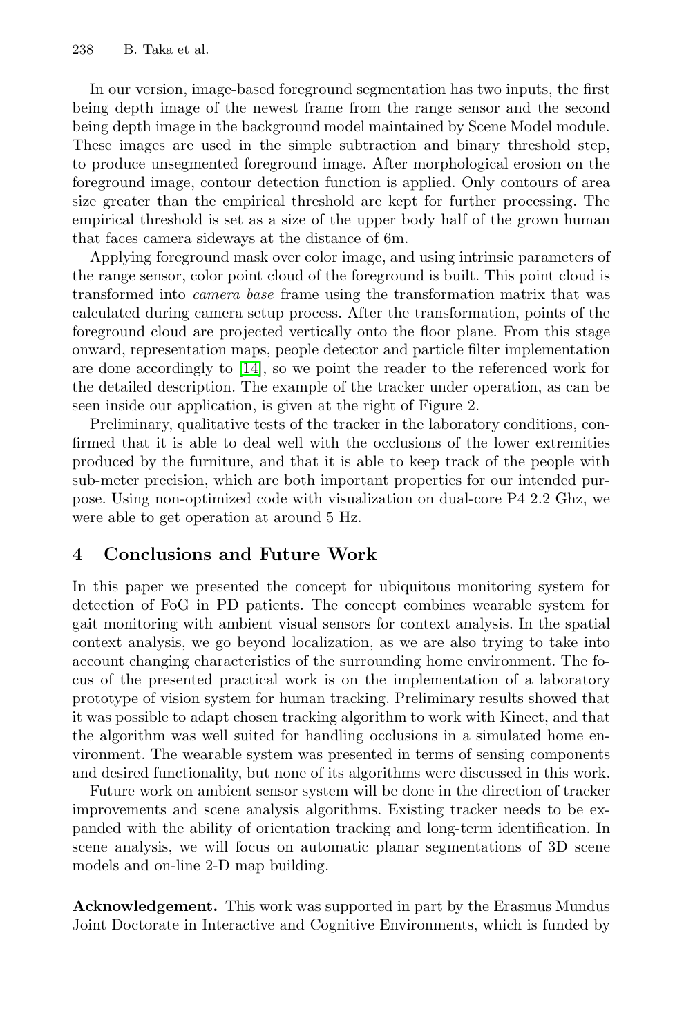In our version, image-based foreground segmentation has two inputs, the first being depth image of the newest frame from the range sensor and the second being depth image in the background model maintained by Scene Model module. These images are used in the simple subtraction and binary threshold step, to produce unsegmented foreground image. After morphological erosion on the foreground image, contour detection function is applied. Only contours of area size greater than the empirical threshold are kept for further processing. The empirical threshold is set as a size of the upper body half of the grown human that faces camera sideways at the distance of 6m.

Applying foreground mask over color image, and using intrinsic parameters of the range sensor, color point cloud of the foreground is built. This point cloud is transformed into *camera base* frame using the transformation matrix that was calculated during camera setup process. After the transformation, points of the foreground cloud are projected vertically onto the floor plane. From this stage onward, representation maps, people detector and particle filter implementation are done accordingly to [14], so we point the reader to the referenced work for the detailed description. The example of the tracker under operation, as can be seen inside our application, is given at the right of Figure 2.

Preliminary, qualitative tests of the tracker in the laboratory conditions, confirmed that it is able to deal well with the occlusions of the lower extremities produced by the furniture, and that it is able to keep track of the people with sub-meter precision, which are both important properties for our intended purpose. Using non-optimized code with visualization on dual-core P4 2.2 Ghz, we were able to get operation at around 5 Hz.

## 4 Conclusions and Future Work

In this paper we presented the concept for ubiquitous monitoring system for detection of FoG in PD patients. The concept combines wearable system for gait monitoring with ambient visual sensors for context analysis. In the spatial context analysis, we go beyond localization, as we are also trying to take into account changing characteristics of the surrounding home environment. The focus of the presented practical work is on the implementation of a laboratory prototype of vision system for human tracking. Preliminary results showed that it was possible to adapt chosen tracking algorithm to work with Kinect, and that the algorithm was well suited for handling occlusions in a simulated home environment. The wearable system was presented in terms of sensing components and desired functionality, but none of its algorithms were discussed in this work.

Future work on ambient sensor system will be done in the direction of tracker improvements and scene analysis algorithms. Existing tracker needs to be expanded with the ability of orientation tracking and long-term identification. In scene analysis, we will focus on automatic planar segmentations of 3D scene models and on-line 2-D map building.

**Acknowledgement.** This work was supported in part by the Erasmus Mundus Joint Doctorate in Interactive and Cognitive Environments, which is funded by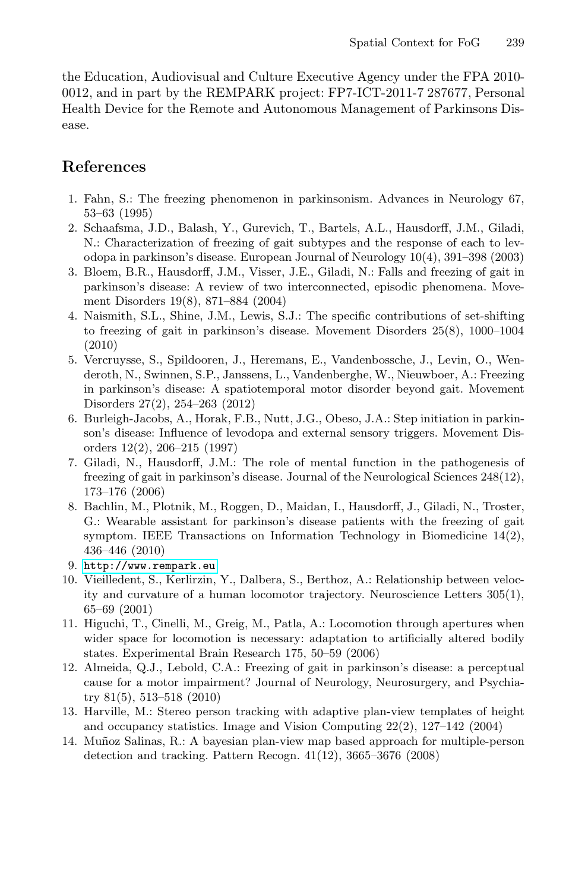the Education, Audiovisual and Culture Executive Agency under the FPA 2010-0012, and in part by the REMPARK project: FP7-ICT-2011-7 287677, Personal Health Device for the Remote and Autonomous Management of Parkinsons Disease.

## References

1. Fahn, S.: The freezing phenomenon in parkinsonism. Advances in Neurology 67, 53–63 (1995)
2. Schaafsma, J.D., Balash, Y., Gurevich, T., Bartels, A.L., Hausdorff, J.M., Giladi, N.: Characterization of freezing of gait subtypes and the response of each to levodopa in parkinson's disease. European Journal of Neurology 10(4), 391–398 (2003)
3. Bloem, B.R., Hausdorff, J.M., Visser, J.E., Giladi, N.: Falls and freezing of gait in parkinson's disease: A review of two interconnected, episodic phenomena. Movement Disorders 19(8), 871–884 (2004)
4. Naismith, S.L., Shine, J.M., Lewis, S.J.: The specific contributions of set-shifting to freezing of gait in parkinson's disease. Movement Disorders 25(8), 1000–1004 (2010)
5. Vercruysse, S., Spildooren, J., Heremans, E., Vandenbossche, J., Levin, O., Wenderoth, N., Swinnen, S.P., Janssens, L., Vandenberghe, W., Nieuwboer, A.: Freezing in parkinson's disease: A spatiotemporal motor disorder beyond gait. Movement Disorders 27(2), 254–263 (2012)
6. Burleigh-Jacobs, A., Horak, F.B., Nutt, J.G., Obeso, J.A.: Step initiation in parkinson's disease: Influence of levodopa and external sensory triggers. Movement Disorders 12(2), 206–215 (1997)
7. Giladi, N., Hausdorff, J.M.: The role of mental function in the pathogenesis of freezing of gait in parkinson's disease. Journal of the Neurological Sciences 248(12), 173–176 (2006)
8. Bachlin, M., Plotnik, M., Roggen, D., Maidan, I., Hausdorff, J., Giladi, N., Troster, G.: Wearable assistant for parkinson's disease patients with the freezing of gait symptom. IEEE Transactions on Information Technology in Biomedicine 14(2), 436–446 (2010)
9. http://www.rempark.eu
10. Vieilledent, S., Kerlirzin, Y., Dalbera, S., Berthoz, A.: Relationship between velocity and curvature of a human locomotor trajectory. Neuroscience Letters 305(1), 65–69 (2001)
11. Higuchi, T., Cinelli, M., Greig, M., Patla, A.: Locomotion through apertures when wider space for locomotion is necessary: adaptation to artificially altered bodily states. Experimental Brain Research 175, 50–59 (2006)
12. Almeida, Q.J., Lebold, C.A.: Freezing of gait in parkinson's disease: a perceptual cause for a motor impairment? Journal of Neurology, Neurosurgery, and Psychiatry 81(5), 513–518 (2010)
13. Harville, M.: Stereo person tracking with adaptive plan-view templates of height and occupancy statistics. Image and Vision Computing 22(2), 127–142 (2004)
14. Muñoz Salinas, R.: A bayesian plan-view map based approach for multiple-person detection and tracking. Pattern Recogn. 41(12), 3665–3676 (2008)